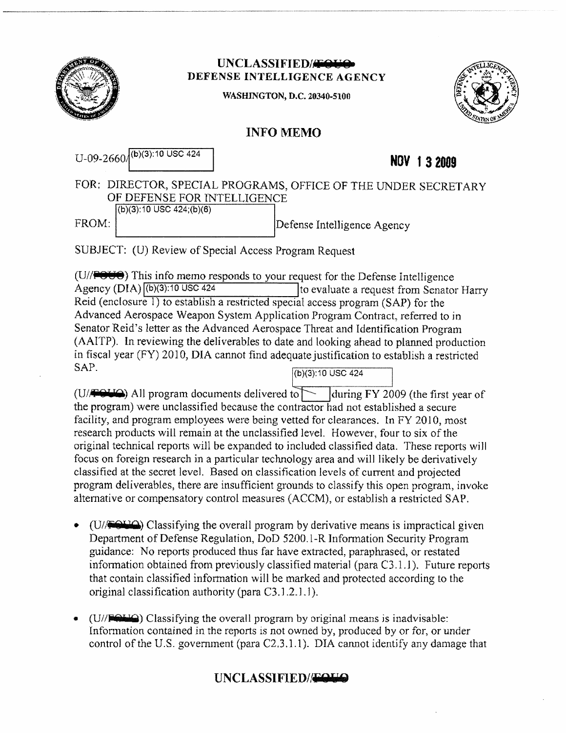UNCLASSIFIED//FOUO

**DEFENSE INTELLIGENCE AGENCY**

**WASHINGTON, D.C. 20340-5100**

# INFO MEMO

U-09-2660/ (b)(3):10 USC 424

**NOV 13 2009**

FOR: DIRECTOR, SPECIAL PROGRAMS, OFFICE OF THE UNDER SECRETARY OF DEFENSE FOR INTELLIGENCE

FROM: (b)(3):10 USC 424;(b)(6) Defense Intelligence Agency

SUBJECT: (U) Review of Special Access Program Request

(U//FOUO) This info memo responds to your request for the Defense Intelligence Agency (DIA) (b)(3):10 USC 424 to evaluate a request from Senator Harry Reid (enclosure 1) to establish a restricted special access program (SAP) for the Advanced Aerospace Weapon System Application Program Contract, referred to in Senator Reid's letter as the Advanced Aerospace Threat and Identification Program (AAITP). In reviewing the deliverables to date and looking ahead to planned production in fiscal year (FY) 2010, DIA cannot find adequate justification to establish a restricted SAP.

(b)(3):10 USC 424

(U//FOUO) All program documents delivered to [redacted] during FY 2009 (the first year of the program) were unclassified because the contractor had not established a secure facility, and program employees were being vetted for clearances. In FY 2010, most research products will remain at the unclassified level. However, four to six of the original technical reports will be expanded to included classified data. These reports will focus on foreign research in a particular technology area and will likely be derivatively classified at the secret level. Based on classification levels of current and projected program deliverables, there are insufficient grounds to classify this open program, invoke alternative or compensatory control measures (ACCM), or establish a restricted SAP.

- (U//FOUO) Classifying the overall program by derivative means is impractical given Department of Defense Regulation, DoD 5200.1-R Information Security Program guidance: No reports produced thus far have extracted, paraphrased, or restated information obtained from previously classified material (para C3.1.1). Future reports that contain classified information will be marked and protected according to the original classification authority (para C3.1.2.1.1).
- (U//FOUO) Classifying the overall program by original means is inadvisable: Information contained in the reports is not owned by, produced by or for, or under control of the U.S. government (para C2.3.1.1). DIA cannot identify any damage that

UNCLASSIFIED//FOUO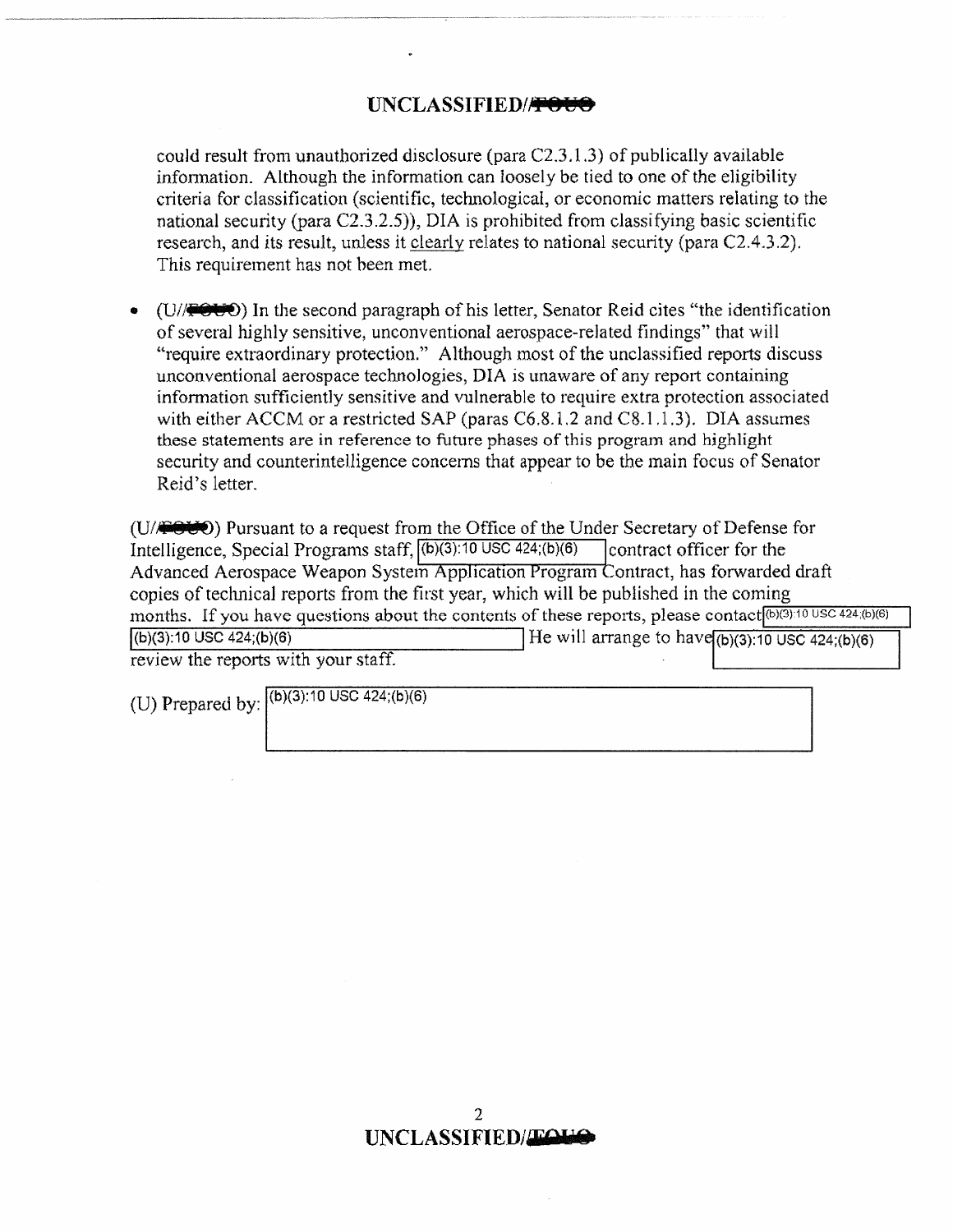**UNCLASSIFIED//~~FOUO~~**

could result from unauthorized disclosure (para C2.3.1.3) of publically available information. Although the information can loosely be tied to one of the eligibility criteria for classification (scientific, technological, or economic matters relating to the national security (para C2.3.2.5)), DIA is prohibited from classifying basic scientific research, and its result, unless it <u>clearly</u> relates to national security (para C2.4.3.2). This requirement has not been met.

- (U//~~FOUO~~) In the second paragraph of his letter, Senator Reid cites "the identification of several highly sensitive, unconventional aerospace-related findings" that will "require extraordinary protection." Although most of the unclassified reports discuss unconventional aerospace technologies, DIA is unaware of any report containing information sufficiently sensitive and vulnerable to require extra protection associated with either ACCM or a restricted SAP (paras C6.8.1.2 and C8.1.1.3). DIA assumes these statements are in reference to future phases of this program and highlight security and counterintelligence concerns that appear to be the main focus of Senator Reid's letter.

(U//~~FOUO~~) Pursuant to a request from the Office of the Under Secretary of Defense for Intelligence, Special Programs staff, (b)(3):10 USC 424;(b)(6) contract officer for the Advanced Aerospace Weapon System Application Program Contract, has forwarded draft copies of technical reports from the first year, which will be published in the coming months. If you have questions about the contents of these reports, please contact (b)(3):10 USC 424;(b)(6) (b)(3):10 USC 424;(b)(6) He will arrange to have (b)(3):10 USC 424;(b)(6) review the reports with your staff.

(U) Prepared by: (b)(3):10 USC 424;(b)(6)

**UNCLASSIFIED//~~FOUO~~**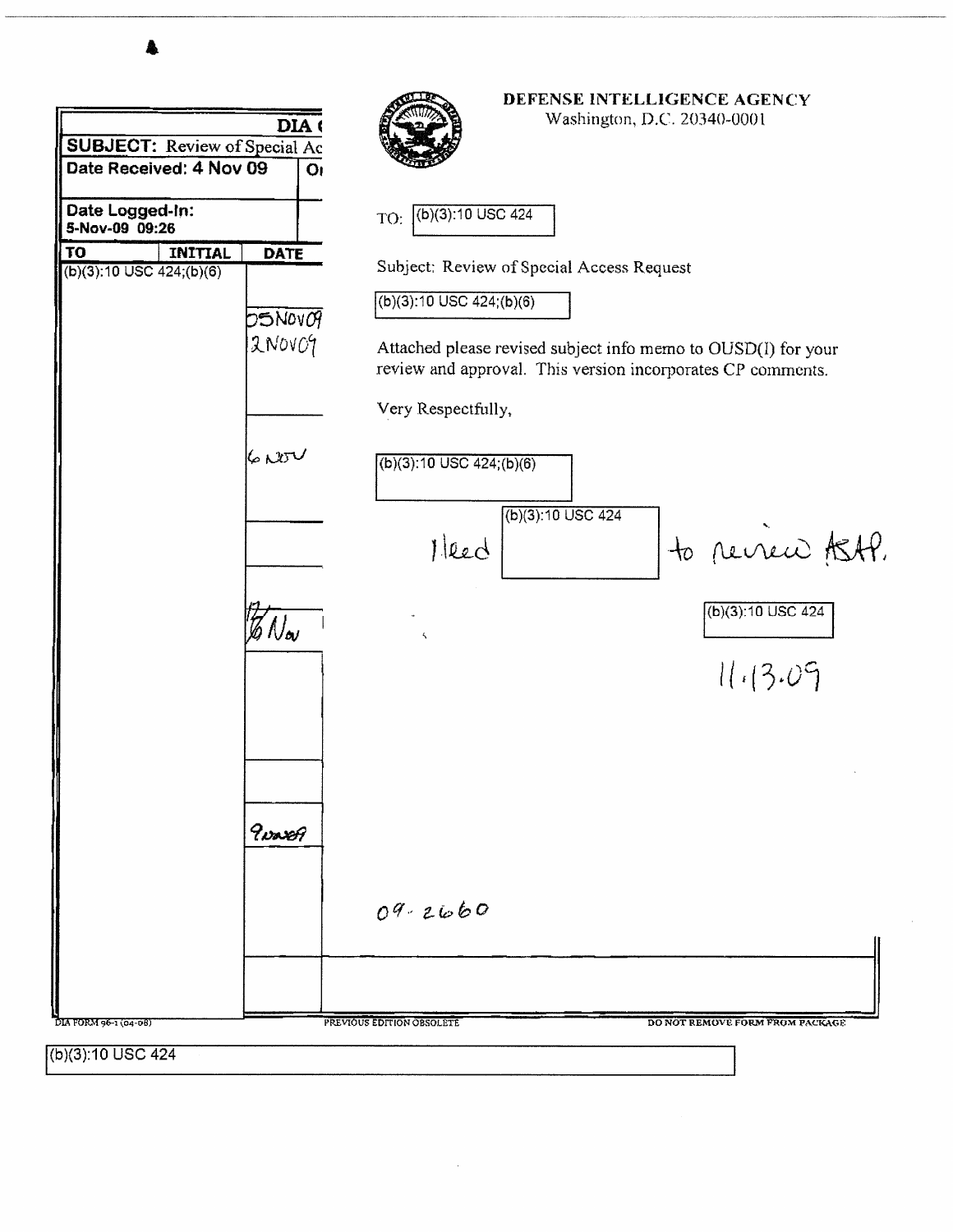| DIA |  |
| --- | --- |
| **SUBJECT:** Review of Special Ac |  |
| **Date Received: 4 Nov 09** | O |
| **Date Logged-In:** 5-Nov-09 09:26 |  |

| TO | INITIAL | DATE |
| --- | --- | --- |
| (b)(3):10 USC 424;(b)(6) |  | 05NOV09 |
|  |  | 12NOV09 |
|  |  | 6 NOV |
|  |  | 17/16 Nov |
|  |  | 9NOV09 |

DIA FORM 96-1 (04-08)

# DEFENSE INTELLIGENCE AGENCY

Washington, D.C. 20340-0001

TO: (b)(3):10 USC 424

Subject: Review of Special Access Request

(b)(3):10 USC 424;(b)(6)

Attached please revised subject info memo to OUSD(I) for your review and approval. This version incorporates CP comments.

Very Respectfully,

(b)(3):10 USC 424;(b)(6)

Need (b)(3):10 USC 424 to review ASAP.

(b)(3):10 USC 424

11.13.09

09-2660

PREVIOUS EDITION OBSOLETE

DO NOT REMOVE FORM FROM PACKAGE

(b)(3):10 USC 424